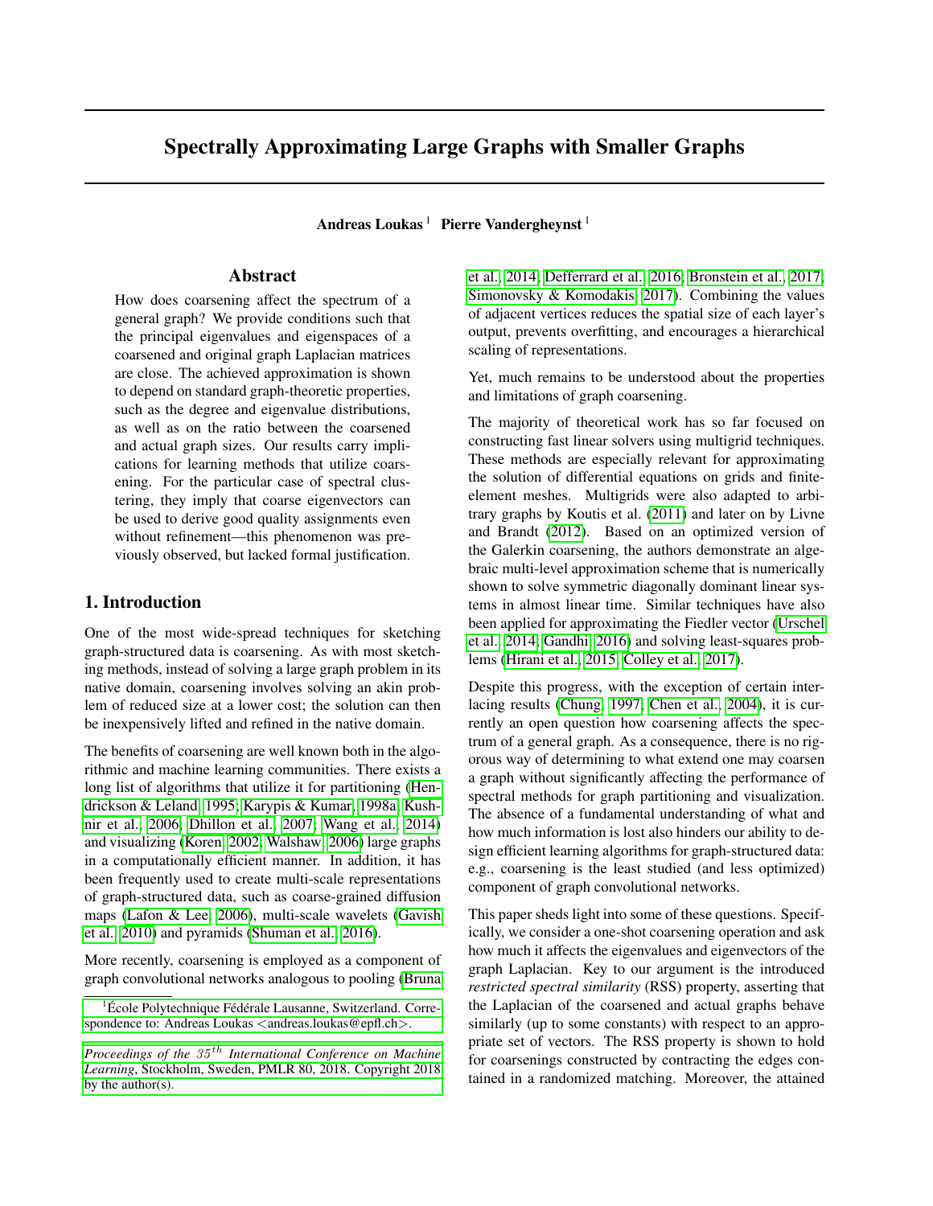# Spectrally Approximating Large Graphs with Smaller Graphs

**Andreas Loukas** [1] **Pierre Vandergheynst** [1]

## Abstract

How does coarsening affect the spectrum of a general graph? We provide conditions such that the principal eigenvalues and eigenspaces of a coarsened and original graph Laplacian matrices are close. The achieved approximation is shown to depend on standard graph-theoretic properties, such as the degree and eigenvalue distributions, as well as on the ratio between the coarsened and actual graph sizes. Our results carry implications for learning methods that utilize coarsening. For the particular case of spectral clustering, they imply that coarse eigenvectors can be used to derive good quality assignments even without refinement—this phenomenon was previously observed, but lacked formal justification.

## 1. Introduction

One of the most wide-spread techniques for sketching graph-structured data is coarsening. As with most sketching methods, instead of solving a large graph problem in its native domain, coarsening involves solving an akin problem of reduced size at a lower cost; the solution can then be inexpensively lifted and refined in the native domain.

The benefits of coarsening are well known both in the algorithmic and machine learning communities. There exists a long list of algorithms that utilize it for partitioning (Hendrickson & Leland, 1995; Karypis & Kumar, 1998a; Kushnir et al., 2006; Dhillon et al., 2007; Wang et al., 2014) and visualizing (Koren, 2002; Walshaw, 2006) large graphs in a computationally efficient manner. In addition, it has been frequently used to create multi-scale representations of graph-structured data, such as coarse-grained diffusion maps (Lafon & Lee, 2006), multi-scale wavelets (Gavish et al., 2010) and pyramids (Shuman et al., 2016).

More recently, coarsening is employed as a component of graph convolutional networks analogous to pooling (Bruna et al., 2014; Defferrard et al., 2016; Bronstein et al., 2017; Simonovsky & Komodakis, 2017). Combining the values of adjacent vertices reduces the spatial size of each layer's output, prevents overfitting, and encourages a hierarchical scaling of representations.

Yet, much remains to be understood about the properties and limitations of graph coarsening.

The majority of theoretical work has so far focused on constructing fast linear solvers using multigrid techniques. These methods are especially relevant for approximating the solution of differential equations on grids and finite-element meshes. Multigrids were also adapted to arbitrary graphs by Koutis et al. (2011) and later on by Livne and Brandt (2012). Based on an optimized version of the Galerkin coarsening, the authors demonstrate an algebraic multi-level approximation scheme that is numerically shown to solve symmetric diagonally dominant linear systems in almost linear time. Similar techniques have also been applied for approximating the Fiedler vector (Urschel et al., 2014; Gandhi, 2016) and solving least-squares problems (Hirani et al., 2015; Colley et al., 2017).

Despite this progress, with the exception of certain interlacing results (Chung, 1997; Chen et al., 2004), it is currently an open question how coarsening affects the spectrum of a general graph. As a consequence, there is no rigorous way of determining to what extend one may coarsen a graph without significantly affecting the performance of spectral methods for graph partitioning and visualization. The absence of a fundamental understanding of what and how much information is lost also hinders our ability to design efficient learning algorithms for graph-structured data: e.g., coarsening is the least studied (and less optimized) component of graph convolutional networks.

This paper sheds light into some of these questions. Specifically, we consider a one-shot coarsening operation and ask how much it affects the eigenvalues and eigenvectors of the graph Laplacian. Key to our argument is the introduced *restricted spectral similarity* (RSS) property, asserting that the Laplacian of the coarsened and actual graphs behave similarly (up to some constants) with respect to an appropriate set of vectors. The RSS property is shown to hold for coarsenings constructed by contracting the edges contained in a randomized matching. Moreover, the attained

[1] École Polytechnique Fédérale Lausanne, Switzerland. Correspondence to: Andreas Loukas <andreas.loukas@epfl.ch>.

*Proceedings of the 35th International Conference on Machine Learning*, Stockholm, Sweden, PMLR 80, 2018. Copyright 2018 by the author(s).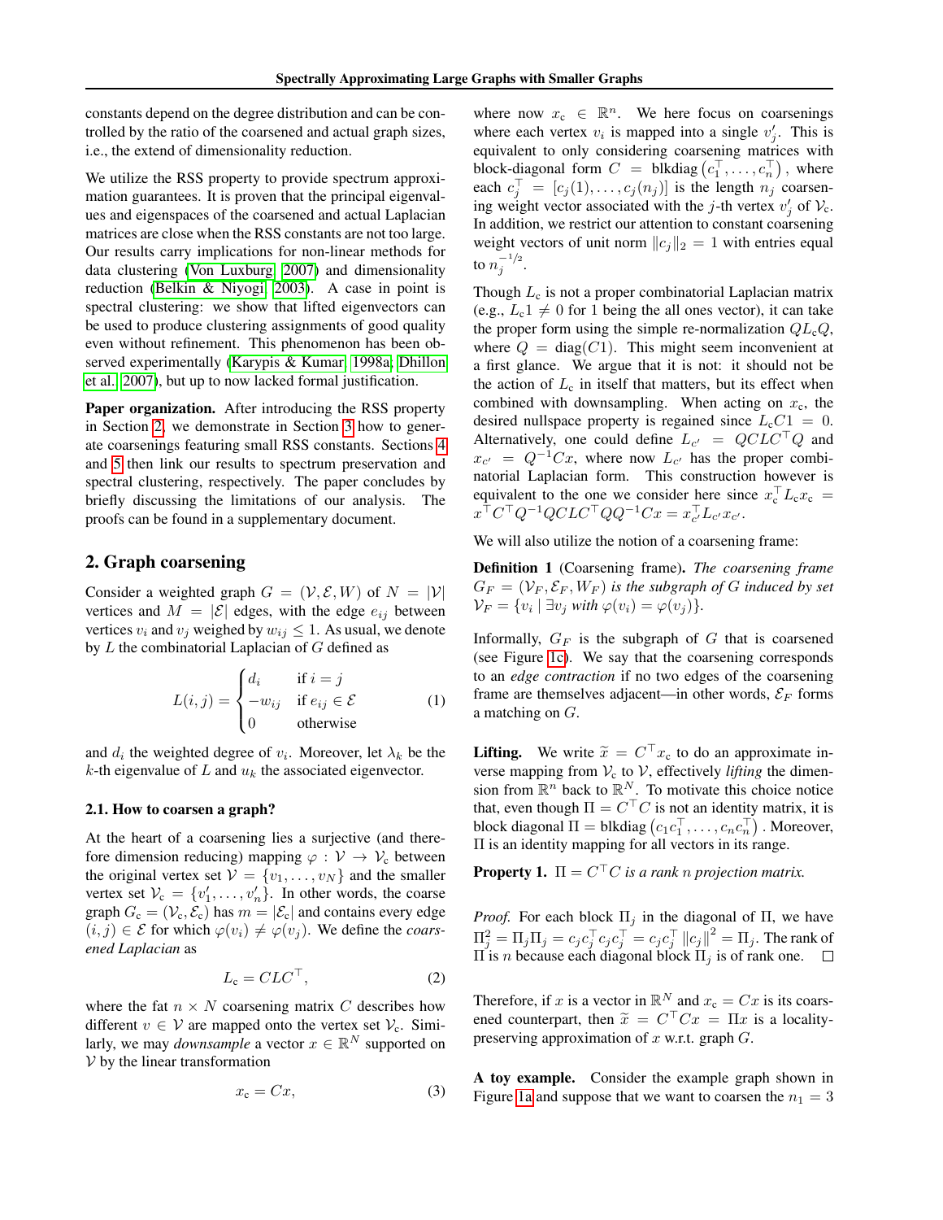constants depend on the degree distribution and can be controlled by the ratio of the coarsened and actual graph sizes, i.e., the extend of dimensionality reduction.

We utilize the RSS property to provide spectrum approximation guarantees. It is proven that the principal eigenvalues and eigenspaces of the coarsened and actual Laplacian matrices are close when the RSS constants are not too large. Our results carry implications for non-linear methods for data clustering (Von Luxburg, 2007) and dimensionality reduction (Belkin & Niyogi, 2003). A case in point is spectral clustering: we show that lifted eigenvectors can be used to produce clustering assignments of good quality even without refinement. This phenomenon has been observed experimentally (Karypis & Kumar, 1998a; Dhillon et al., 2007), but up to now lacked formal justification.

**Paper organization.** After introducing the RSS property in Section 2, we demonstrate in Section 3 how to generate coarsenings featuring small RSS constants. Sections 4 and 5 then link our results to spectrum preservation and spectral clustering, respectively. The paper concludes by briefly discussing the limitations of our analysis. The proofs can be found in a supplementary document.

## 2. Graph coarsening

Consider a weighted graph $G = (\mathcal{V}, \mathcal{E}, W)$ of $N = |\mathcal{V}|$ vertices and $M = |\mathcal{E}|$ edges, with the edge $e_{ij}$ between vertices $v_i$ and $v_j$ weighed by $w_{ij} \leq 1$. As usual, we denote by $L$ the combinatorial Laplacian of $G$ defined as

$$L(i,j) = \begin{cases} d_i & \text{if } i = j \\ -w_{ij} & \text{if } e_{ij} \in \mathcal{E} \\ 0 & \text{otherwise} \end{cases} \tag{1}$$

and $d_i$ the weighted degree of $v_i$. Moreover, let $\lambda_k$ be the $k$-th eigenvalue of $L$ and $u_k$ the associated eigenvector.

### 2.1. How to coarsen a graph?

At the heart of a coarsening lies a surjective (and therefore dimension reducing) mapping $\varphi : \mathcal{V} \to \mathcal{V}_c$ between the original vertex set $\mathcal{V} = \{v_1, \ldots, v_N\}$ and the smaller vertex set $\mathcal{V}_c = \{v'_1, \ldots, v'_n\}$. In other words, the coarse graph $G_c = (\mathcal{V}_c, \mathcal{E}_c)$ has $m = |\mathcal{E}_c|$ and contains every edge $(i,j) \in \mathcal{E}$ for which $\varphi(v_i) \neq \varphi(v_j)$. We define the *coarsened Laplacian* as

$$L_c = CLC^\top, \tag{2}$$

where the fat $n \times N$ coarsening matrix $C$ describes how different $v \in \mathcal{V}$ are mapped onto the vertex set $\mathcal{V}_c$. Similarly, we may *downsample* a vector $x \in \mathbb{R}^N$ supported on $\mathcal{V}$ by the linear transformation

$$x_c = Cx, \tag{3}$$

where now $x_c \in \mathbb{R}^n$. We here focus on coarsenings where each vertex $v_i$ is mapped into a single $v'_j$. This is equivalent to only considering coarsening matrices with block-diagonal form $C = \text{blkdiag}\left(c_1^\top, \ldots, c_n^\top\right)$, where each $c_j^\top = [c_j(1), \ldots, c_j(n_j)]$ is the length $n_j$ coarsening weight vector associated with the $j$-th vertex $v'_j$ of $\mathcal{V}_c$. In addition, we restrict our attention to constant coarsening weight vectors of unit norm $\|c_j\|_2 = 1$ with entries equal to $n_j^{-1/2}$.

Though $L_c$ is not a proper combinatorial Laplacian matrix (e.g., $L_c 1 \neq 0$ for $1$ being the all ones vector), it can take the proper form using the simple re-normalization $QL_cQ$, where $Q = \text{diag}(C1)$. This might seem inconvenient at a first glance. We argue that it is not: it should not be the action of $L_c$ in itself that matters, but its effect when combined with downsampling. When acting on $x_c$, the desired nullspace property is regained since $L_c C1 = 0$. Alternatively, one could define $L_{c'} = QCLC^\top Q$ and $x_{c'} = Q^{-1}Cx$, where now $L_{c'}$ has the proper combinatorial Laplacian form. This construction however is equivalent to the one we consider here since $x_c^\top L_c x_c = x^\top C^\top Q^{-1} QCLC^\top QQ^{-1}Cx = x_{c'}^\top L_{c'} x_{c'}$.

We will also utilize the notion of a coarsening frame:

**Definition 1** (Coarsening frame). *The coarsening frame $G_F = (\mathcal{V}_F, \mathcal{E}_F, W_F)$ is the subgraph of $G$ induced by set $\mathcal{V}_F = \{v_i \mid \exists v_j \text{ with } \varphi(v_i) = \varphi(v_j)\}$.*

Informally, $G_F$ is the subgraph of $G$ that is coarsened (see Figure 1c). We say that the coarsening corresponds to an *edge contraction* if no two edges of the coarsening frame are themselves adjacent—in other words, $\mathcal{E}_F$ forms a matching on $G$.

**Lifting.** We write $\widetilde{x} = C^\top x_c$ to do an approximate inverse mapping from $\mathcal{V}_c$ to $\mathcal{V}$, effectively *lifting* the dimension from $\mathbb{R}^n$ back to $\mathbb{R}^N$. To motivate this choice notice that, even though $\Pi = C^\top C$ is not an identity matrix, it is block diagonal $\Pi = \text{blkdiag}\left(c_1 c_1^\top, \ldots, c_n c_n^\top\right)$. Moreover, $\Pi$ is an identity mapping for all vectors in its range.

**Property 1.** *$\Pi = C^\top C$ is a rank $n$ projection matrix.*

*Proof.* For each block $\Pi_j$ in the diagonal of $\Pi$, we have $\Pi_j^2 = \Pi_j \Pi_j = c_j c_j^\top c_j c_j^\top = c_j c_j^\top \|c_j\|^2 = \Pi_j$. The rank of $\Pi$ is $n$ because each diagonal block $\Pi_j$ is of rank one. □

Therefore, if $x$ is a vector in $\mathbb{R}^N$ and $x_c = Cx$ is its coarsened counterpart, then $\widetilde{x} = C^\top Cx = \Pi x$ is a locality-preserving approximation of $x$ w.r.t. graph $G$.

**A toy example.** Consider the example graph shown in Figure 1a and suppose that we want to coarsen the $n_1 = 3$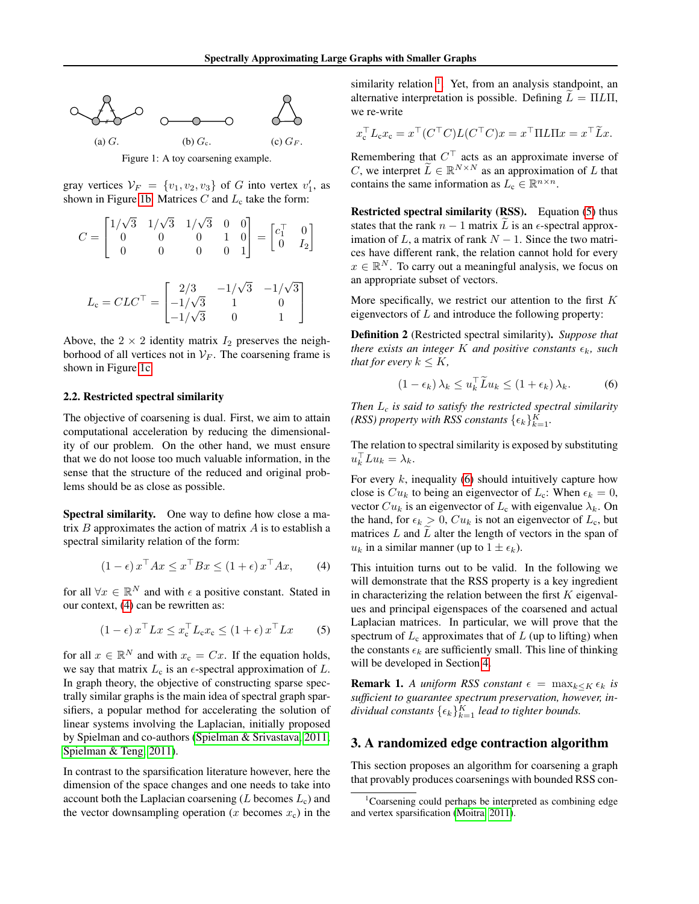(a) $G$. (b) $G_c$. (c) $G_F$.

Figure 1: A toy coarsening example.

gray vertices $\mathcal{V}_F = \{v_1, v_2, v_3\}$ of $G$ into vertex $v'_1$, as shown in Figure 1b. Matrices $C$ and $L_c$ take the form:

$$C = \begin{bmatrix} 1/\sqrt{3} & 1/\sqrt{3} & 1/\sqrt{3} & 0 & 0 \\ 0 & 0 & 0 & 1 & 0 \\ 0 & 0 & 0 & 0 & 1 \end{bmatrix} = \begin{bmatrix} c_1^\top & 0 \\ 0 & I_2 \end{bmatrix}$$

$$L_c = CLC^\top = \begin{bmatrix} 2/3 & -1/\sqrt{3} & -1/\sqrt{3} \\ -1/\sqrt{3} & 1 & 0 \\ -1/\sqrt{3} & 0 & 1 \end{bmatrix}$$

Above, the $2 \times 2$ identity matrix $I_2$ preserves the neighborhood of all vertices not in $\mathcal{V}_F$. The coarsening frame is shown in Figure 1c.

### 2.2. Restricted spectral similarity

The objective of coarsening is dual. First, we aim to attain computational acceleration by reducing the dimensionality of our problem. On the other hand, we must ensure that we do not loose too much valuable information, in the sense that the structure of the reduced and original problems should be as close as possible.

**Spectral similarity.** One way to define how close a matrix $B$ approximates the action of matrix $A$ is to establish a spectral similarity relation of the form:

$$(1 - \epsilon)\, x^\top A x \le x^\top B x \le (1 + \epsilon)\, x^\top A x, \tag{4}$$

for all $\forall x \in \mathbb{R}^N$ and with $\epsilon$ a positive constant. Stated in our context, (4) can be rewritten as:

$$(1 - \epsilon)\, x^\top L x \le x_c^\top L_c x_c \le (1 + \epsilon)\, x^\top L x \tag{5}$$

for all $x \in \mathbb{R}^N$ and with $x_c = Cx$. If the equation holds, we say that matrix $L_c$ is an $\epsilon$-spectral approximation of $L$. In graph theory, the objective of constructing sparse spectrally similar graphs is the main idea of spectral graph sparsifiers, a popular method for accelerating the solution of linear systems involving the Laplacian, initially proposed by Spielman and co-authors (Spielman & Srivastava, 2011; Spielman & Teng, 2011).

In contrast to the sparsification literature however, here the dimension of the space changes and one needs to take into account both the Laplacian coarsening ($L$ becomes $L_c$) and the vector downsampling operation ($x$ becomes $x_c$) in the similarity relation [1]. Yet, from an analysis standpoint, an alternative interpretation is possible. Defining $\widetilde{L} = \Pi L \Pi$, we re-write

$$x_c^\top L_c x_c = x^\top (C^\top C) L (C^\top C) x = x^\top \Pi L \Pi x = x^\top \widetilde{L} x.$$

Remembering that $C^\top$ acts as an approximate inverse of $C$, we interpret $\widetilde{L} \in \mathbb{R}^{N \times N}$ as an approximation of $L$ that contains the same information as $L_c \in \mathbb{R}^{n \times n}$.

**Restricted spectral similarity (RSS).** Equation (5) thus states that the rank $n-1$ matrix $\widetilde{L}$ is an $\epsilon$-spectral approximation of $L$, a matrix of rank $N-1$. Since the two matrices have different rank, the relation cannot hold for every $x \in \mathbb{R}^N$. To carry out a meaningful analysis, we focus on an appropriate subset of vectors.

More specifically, we restrict our attention to the first $K$ eigenvectors of $L$ and introduce the following property:

**Definition 2** (Restricted spectral similarity). *Suppose that there exists an integer $K$ and positive constants $\epsilon_k$, such that for every $k \le K$,*

$$(1 - \epsilon_k)\, \lambda_k \le u_k^\top \widetilde{L} u_k \le (1 + \epsilon_k)\, \lambda_k. \tag{6}$$

*Then $L_c$ is said to satisfy the restricted spectral similarity (RSS) property with RSS constants $\{\epsilon_k\}_{k=1}^K$.*

The relation to spectral similarity is exposed by substituting $u_k^\top L u_k = \lambda_k$.

For every $k$, inequality (6) should intuitively capture how close is $Cu_k$ to being an eigenvector of $L_c$: When $\epsilon_k = 0$, vector $Cu_k$ is an eigenvector of $L_c$ with eigenvalue $\lambda_k$. On the hand, for $\epsilon_k > 0$, $Cu_k$ is not an eigenvector of $L_c$, but matrices $L$ and $\widetilde{L}$ alter the length of vectors in the span of $u_k$ in a similar manner (up to $1 \pm \epsilon_k$).

This intuition turns out to be valid. In the following we will demonstrate that the RSS property is a key ingredient in characterizing the relation between the first $K$ eigenvalues and principal eigenspaces of the coarsened and actual Laplacian matrices. In particular, we will prove that the spectrum of $L_c$ approximates that of $L$ (up to lifting) when the constants $\epsilon_k$ are sufficiently small. This line of thinking will be developed in Section 4.

**Remark 1.** *A uniform RSS constant $\epsilon = \max_{k \le K} \epsilon_k$ is sufficient to guarantee spectrum preservation, however, individual constants $\{\epsilon_k\}_{k=1}^K$ lead to tighter bounds.*

## 3. A randomized edge contraction algorithm

This section proposes an algorithm for coarsening a graph that provably produces coarsenings with bounded RSS con-

[1] Coarsening could perhaps be interpreted as combining edge and vertex sparsification (Moitra, 2011).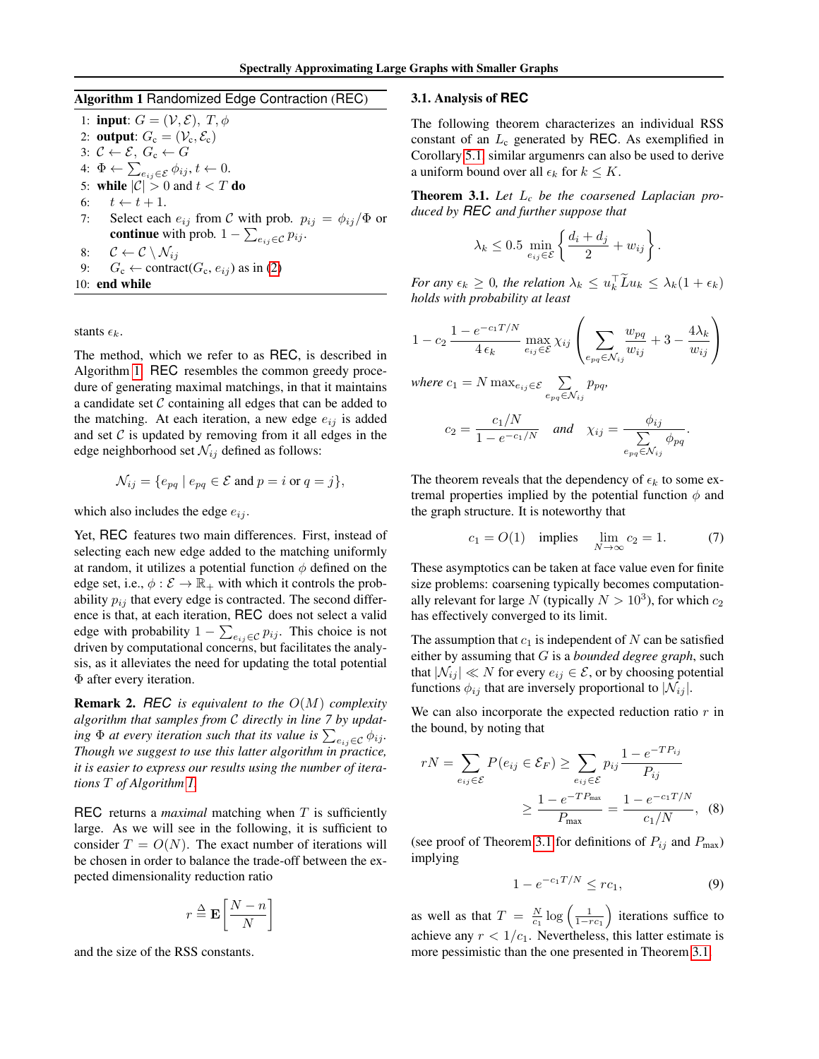**Algorithm 1** Randomized Edge Contraction (REC)

```
1:  input: G = (V, E), T, φ
2:  output: G_c = (V_c, E_c)
3:  C ← E, G_c ← G
4:  Φ ← Σ_{e_ij ∈ E} φ_ij, t ← 0.
5:  while |C| > 0 and t < T do
6:      t ← t + 1.
7:      Select each e_ij from C with prob. p_ij = φ_ij/Φ or
        continue with prob. 1 − Σ_{e_ij ∈ C} p_ij.
8:      C ← C \ N_ij
9:      G_c ← contract(G_c, e_ij) as in (2)
10: end while
```

stants $\epsilon_k$.

The method, which we refer to as REC, is described in Algorithm 1. REC resembles the common greedy procedure of generating maximal matchings, in that it maintains a candidate set $\mathcal{C}$ containing all edges that can be added to the matching. At each iteration, a new edge $e_{ij}$ is added and set $\mathcal{C}$ is updated by removing from it all edges in the edge neighborhood set $\mathcal{N}_{ij}$ defined as follows:

$$\mathcal{N}_{ij} = \{e_{pq} \mid e_{pq} \in \mathcal{E} \text{ and } p = i \text{ or } q = j\},$$

which also includes the edge $e_{ij}$.

Yet, REC features two main differences. First, instead of selecting each new edge added to the matching uniformly at random, it utilizes a potential function $\phi$ defined on the edge set, i.e., $\phi : \mathcal{E} \to \mathbb{R}_+$ with which it controls the probability $p_{ij}$ that every edge is contracted. The second difference is that, at each iteration, REC does not select a valid edge with probability $1 - \sum_{e_{ij} \in \mathcal{C}} p_{ij}$. This choice is not driven by computational concerns, but facilitates the analysis, as it alleviates the need for updating the total potential $\Phi$ after every iteration.

**Remark 2.** *REC is equivalent to the $O(M)$ complexity algorithm that samples from $\mathcal{C}$ directly in line 7 by updating $\Phi$ at every iteration such that its value is $\sum_{e_{ij} \in \mathcal{C}} \phi_{ij}$. Though we suggest to use this latter algorithm in practice, it is easier to express our results using the number of iterations $T$ of Algorithm 1.*

REC returns a *maximal* matching when $T$ is sufficiently large. As we will see in the following, it is sufficient to consider $T = O(N)$. The exact number of iterations will be chosen in order to balance the trade-off between the expected dimensionality reduction ratio

$$r \triangleq \mathbf{E}\left[\frac{N - n}{N}\right]$$

and the size of the RSS constants.

### 3.1. Analysis of REC

The following theorem characterizes an individual RSS constant of an $L_c$ generated by REC. As exemplified in Corollary 5.1 similar argumenrs can also be used to derive a uniform bound over all $\epsilon_k$ for $k \leq K$.

**Theorem 3.1.** *Let $L_c$ be the coarsened Laplacian produced by REC and further suppose that*

$$\lambda_k \leq 0.5 \min_{e_{ij} \in \mathcal{E}} \left\{ \frac{d_i + d_j}{2} + w_{ij} \right\}.$$

*For any $\epsilon_k \geq 0$, the relation $\lambda_k \leq u_k^\top \widetilde{L} u_k \leq \lambda_k(1 + \epsilon_k)$ holds with probability at least*

$$1 - c_2 \frac{1 - e^{-c_1 T/N}}{4\,\epsilon_k} \max_{e_{ij} \in \mathcal{E}} \chi_{ij} \left( \sum_{e_{pq} \in \mathcal{N}_{ij}} \frac{w_{pq}}{w_{ij}} + 3 - \frac{4\lambda_k}{w_{ij}} \right)$$

*where $c_1 = N \max_{e_{ij} \in \mathcal{E}} \sum_{e_{pq} \in \mathcal{N}_{ij}} p_{pq}$,*

$$c_2 = \frac{c_1/N}{1 - e^{-c_1/N}} \quad \text{and} \quad \chi_{ij} = \frac{\phi_{ij}}{\sum_{e_{pq} \in \mathcal{N}_{ij}} \phi_{pq}}.$$

The theorem reveals that the dependency of $\epsilon_k$ to some extremal properties implied by the potential function $\phi$ and the graph structure. It is noteworthy that

$$c_1 = O(1) \quad \text{implies} \quad \lim_{N \to \infty} c_2 = 1. \tag{7}$$

These asymptotics can be taken at face value even for finite size problems: coarsening typically becomes computationally relevant for large $N$ (typically $N > 10^3$), for which $c_2$ has effectively converged to its limit.

The assumption that $c_1$ is independent of $N$ can be satisfied either by assuming that $G$ is a *bounded degree graph*, such that $|\mathcal{N}_{ij}| \ll N$ for every $e_{ij} \in \mathcal{E}$, or by choosing potential functions $\phi_{ij}$ that are inversely proportional to $|\mathcal{N}_{ij}|$.

We can also incorporate the expected reduction ratio $r$ in the bound, by noting that

$$rN = \sum_{e_{ij} \in \mathcal{E}} P(e_{ij} \in \mathcal{E}_F) \geq \sum_{e_{ij} \in \mathcal{E}} p_{ij} \frac{1 - e^{-T P_{ij}}}{P_{ij}}$$
$$\geq \frac{1 - e^{-T P_{\max}}}{P_{\max}} = \frac{1 - e^{-c_1 T/N}}{c_1/N}, \tag{8}$$

(see proof of Theorem 3.1 for definitions of $P_{ij}$ and $P_{\max}$) implying

$$1 - e^{-c_1 T/N} \leq r c_1, \tag{9}$$

as well as that $T = \frac{N}{c_1} \log\left(\frac{1}{1 - r c_1}\right)$ iterations suffice to achieve any $r < 1/c_1$. Nevertheless, this latter estimate is more pessimistic than the one presented in Theorem 3.1.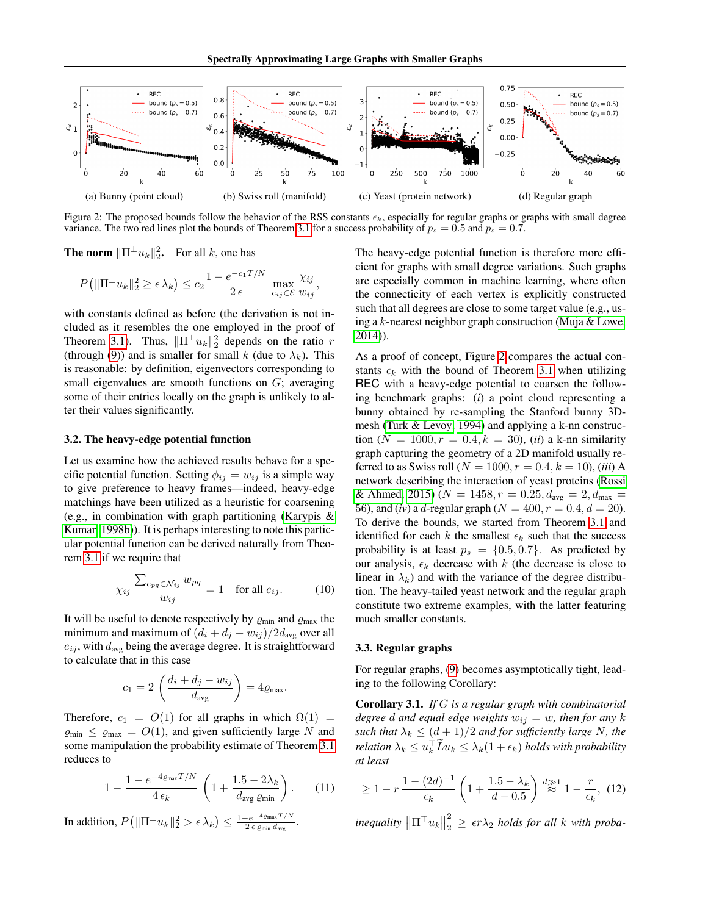(a) Bunny (point cloud) (b) Swiss roll (manifold) (c) Yeast (protein network) (d) Regular graph

Figure 2: The proposed bounds follow the behavior of the RSS constants $\epsilon_k$, especially for regular graphs or graphs with small degree variance. The two red lines plot the bounds of Theorem 3.1 for a success probability of $p_s = 0.5$ and $p_s = 0.7$.

**The norm $\|\Pi^{\perp} u_k\|_2^2$.** For all $k$, one has

$$P\left(\|\Pi^{\perp} u_k\|_2^2 \geq \epsilon\, \lambda_k\right) \leq c_2 \frac{1 - e^{-c_1 T/N}}{2\,\epsilon} \max_{e_{ij} \in \mathcal{E}} \frac{\chi_{ij}}{w_{ij}},$$

with constants defined as before (the derivation is not included as it resembles the one employed in the proof of Theorem 3.1). Thus, $\|\Pi^{\perp} u_k\|_2^2$ depends on the ratio $r$ (through (9)) and is smaller for small $k$ (due to $\lambda_k$). This is reasonable: by definition, eigenvectors corresponding to small eigenvalues are smooth functions on $G$; averaging some of their entries locally on the graph is unlikely to alter their values significantly.

### 3.2. The heavy-edge potential function

Let us examine how the achieved results behave for a specific potential function. Setting $\phi_{ij} = w_{ij}$ is a simple way to give preference to heavy frames—indeed, heavy-edge matchings have been utilized as a heuristic for coarsening (e.g., in combination with graph partitioning (Karypis & Kumar, 1998b)). It is perhaps interesting to note this particular potential function can be derived naturally from Theorem 3.1 if we require that

$$\chi_{ij} \frac{\sum_{e_{pq} \in \mathcal{N}_{ij}} w_{pq}}{w_{ij}} = 1 \quad \text{for all } e_{ij}. \tag{10}$$

It will be useful to denote respectively by $\varrho_{\min}$ and $\varrho_{\max}$ the minimum and maximum of $(d_i + d_j - w_{ij})/2d_{\text{avg}}$ over all $e_{ij}$, with $d_{\text{avg}}$ being the average degree. It is straightforward to calculate that in this case

$$c_1 = 2\left(\frac{d_i + d_j - w_{ij}}{d_{\text{avg}}}\right) = 4\varrho_{\max}.$$

Therefore, $c_1 = O(1)$ for all graphs in which $\Omega(1) = \varrho_{\min} \leq \varrho_{\max} = O(1)$, and given sufficiently large $N$ and some manipulation the probability estimate of Theorem 3.1 reduces to

$$1 - \frac{1 - e^{-4\varrho_{\max} T/N}}{4\,\epsilon_k}\left(1 + \frac{1.5 - 2\lambda_k}{d_{\text{avg}}\, \varrho_{\min}}\right). \tag{11}$$

In addition, $P\left(\|\Pi^{\perp} u_k\|_2^2 > \epsilon\, \lambda_k\right) \leq \frac{1 - e^{-4\varrho_{\max} T/N}}{2\,\epsilon\, \varrho_{\min}\, d_{\text{avg}}}$.

The heavy-edge potential function is therefore more efficient for graphs with small degree variations. Such graphs are especially common in machine learning, where often the connectivity of each vertex is explicitly constructed such that all degrees are close to some target value (e.g., using a $k$-nearest neighbor graph construction (Muja & Lowe, 2014)).

As a proof of concept, Figure 2 compares the actual constants $\epsilon_k$ with the bound of Theorem 3.1 when utilizing REC with a heavy-edge potential to coarsen the following benchmark graphs: (*i*) a point cloud representing a bunny obtained by re-sampling the Stanford bunny 3D-mesh (Turk & Levoy, 1994) and applying a k-nn construction ($N = 1000, r = 0.4, k = 30$), (*ii*) a k-nn similarity graph capturing the geometry of a 2D manifold usually referred to as Swiss roll ($N = 1000, r = 0.4, k = 10$), (*iii*) A network describing the interaction of yeast proteins (Rossi & Ahmed, 2015) ($N = 1458, r = 0.25, d_{\text{avg}} = 2, d_{\max} = 56$), and (*iv*) a $d$-regular graph ($N = 400, r = 0.4, d = 20$). To derive the bounds, we started from Theorem 3.1 and identified for each $k$ the smallest $\epsilon_k$ such that the success probability is at least $p_s = \{0.5, 0.7\}$. As predicted by our analysis, $\epsilon_k$ decrease with $k$ (the decrease is close to linear in $\lambda_k$) and with the variance of the degree distribution. The heavy-tailed yeast network and the regular graph constitute two extreme examples, with the latter featuring much smaller constants.

### 3.3. Regular graphs

For regular graphs, (9) becomes asymptotically tight, leading to the following Corollary:

**Corollary 3.1.** *If $G$ is a regular graph with combinatorial degree $d$ and equal edge weights $w_{ij} = w$, then for any $k$ such that $\lambda_k \leq (d+1)/2$ and for sufficiently large $N$, the relation $\lambda_k \leq u_k^\top \widetilde{L} u_k \leq \lambda_k(1 + \epsilon_k)$ holds with probability at least*

$$\geq 1 - r\frac{1 - (2d)^{-1}}{\epsilon_k}\left(1 + \frac{1.5 - \lambda_k}{d - 0.5}\right) \overset{d \gg 1}{\approx} 1 - \frac{r}{\epsilon_k}, \tag{12}$$

*inequality $\left\|\Pi^\top u_k\right\|_2^2 \geq \epsilon r \lambda_2$ holds for all $k$ with proba-*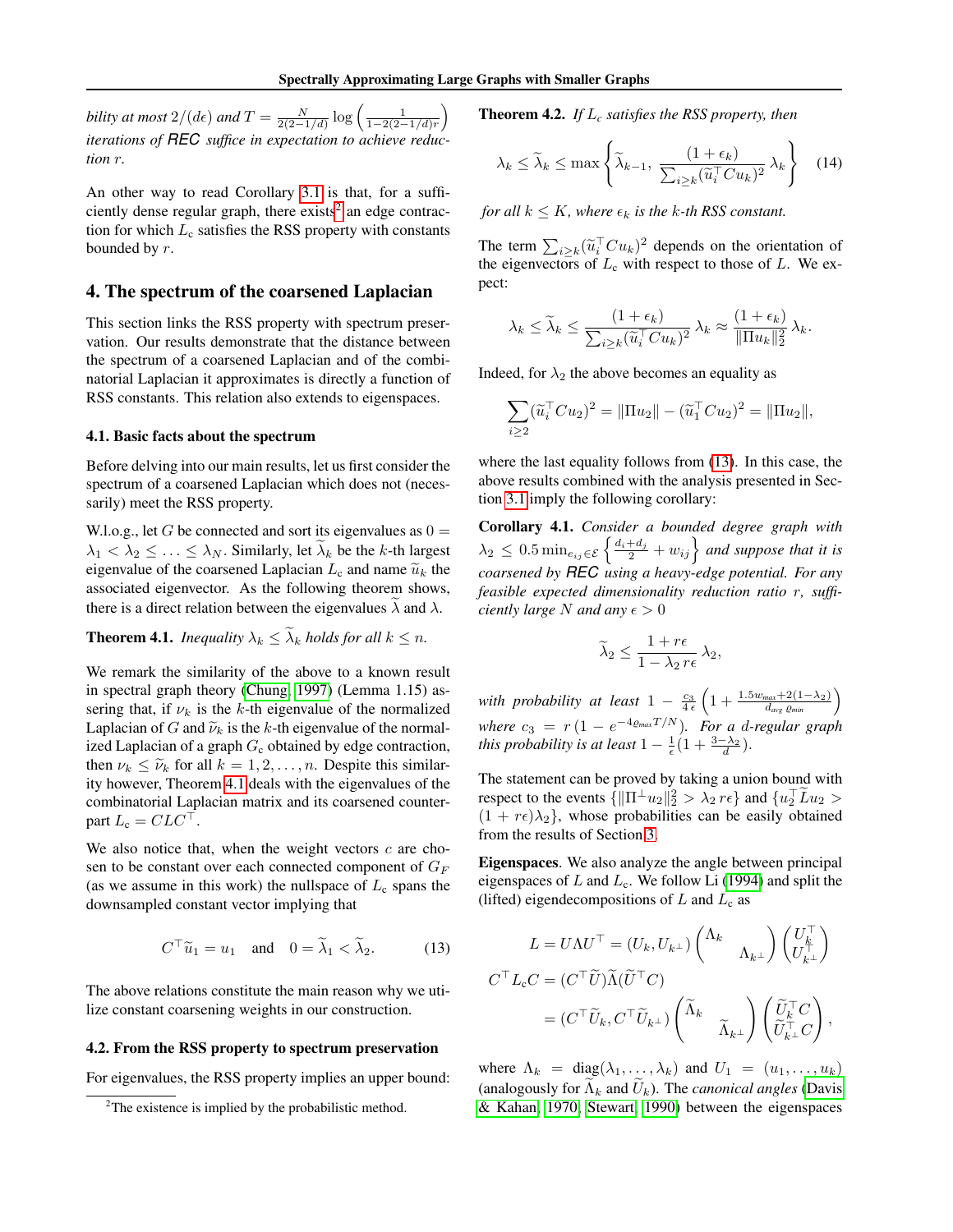*bility at most $2/(d\epsilon)$ and $T = \frac{N}{2(2-1/d)} \log\left(\frac{1}{1-2(2-1/d)r}\right)$ iterations of* **REC** *suffice in expectation to achieve reduction $r$.*

An other way to read Corollary 3.1 is that, for a sufficiently dense regular graph, there exists[2] an edge contraction for which $L_c$ satisfies the RSS property with constants bounded by $r$.

## 4. The spectrum of the coarsened Laplacian

This section links the RSS property with spectrum preservation. Our results demonstrate that the distance between the spectrum of a coarsened Laplacian and of the combinatorial Laplacian it approximates is directly a function of RSS constants. This relation also extends to eigenspaces.

### 4.1. Basic facts about the spectrum

Before delving into our main results, let us first consider the spectrum of a coarsened Laplacian which does not (necessarily) meet the RSS property.

W.l.o.g., let $G$ be connected and sort its eigenvalues as $0 = \lambda_1 < \lambda_2 \leq \ldots \leq \lambda_N$. Similarly, let $\widetilde{\lambda}_k$ be the $k$-th largest eigenvalue of the coarsened Laplacian $L_c$ and name $\widetilde{u}_k$ the associated eigenvector. As the following theorem shows, there is a direct relation between the eigenvalues $\widetilde{\lambda}$ and $\lambda$.

**Theorem 4.1.** *Inequality $\lambda_k \leq \widetilde{\lambda}_k$ holds for all $k \leq n$.*

We remark the similarity of the above to a known result in spectral graph theory (Chung, 1997) (Lemma 1.15) assering that, if $\nu_k$ is the $k$-th eigenvalue of the normalized Laplacian of $G$ and $\widetilde{\nu}_k$ is the $k$-th eigenvalue of the normalized Laplacian of a graph $G_c$ obtained by edge contraction, then $\nu_k \leq \widetilde{\nu}_k$ for all $k = 1, 2, \ldots, n$. Despite this similarity however, Theorem 4.1 deals with the eigenvalues of the combinatorial Laplacian matrix and its coarsened counterpart $L_c = CLC^\top$.

We also notice that, when the weight vectors $c$ are chosen to be constant over each connected component of $G_F$ (as we assume in this work) the nullspace of $L_c$ spans the downsampled constant vector implying that

$$C^\top \widetilde{u}_1 = u_1 \quad \text{and} \quad 0 = \widetilde{\lambda}_1 < \widetilde{\lambda}_2. \tag{13}$$

The above relations constitute the main reason why we utilize constant coarsening weights in our construction.

### 4.2. From the RSS property to spectrum preservation

For eigenvalues, the RSS property implies an upper bound:

**Theorem 4.2.** *If $L_c$ satisfies the RSS property, then*

$$\lambda_k \leq \widetilde{\lambda}_k \leq \max\left\{\widetilde{\lambda}_{k-1}, \frac{(1+\epsilon_k)}{\sum_{i \geq k} (\widetilde{u}_i^\top C u_k)^2} \lambda_k\right\} \tag{14}$$

*for all $k \leq K$, where $\epsilon_k$ is the $k$-th RSS constant.*

The term $\sum_{i \geq k} (\widetilde{u}_i^\top C u_k)^2$ depends on the orientation of the eigenvectors of $L_c$ with respect to those of $L$. We expect:

$$\lambda_k \leq \widetilde{\lambda}_k \leq \frac{(1+\epsilon_k)}{\sum_{i \geq k} (\widetilde{u}_i^\top C u_k)^2} \lambda_k \approx \frac{(1+\epsilon_k)}{\|\Pi u_k\|_2^2} \lambda_k.$$

Indeed, for $\lambda_2$ the above becomes an equality as

$$\sum_{i \geq 2} (\widetilde{u}_i^\top C u_2)^2 = \|\Pi u_2\| - (\widetilde{u}_1^\top C u_2)^2 = \|\Pi u_2\|,$$

where the last equality follows from (13). In this case, the above results combined with the analysis presented in Section 3.1 imply the following corollary:

**Corollary 4.1.** *Consider a bounded degree graph with $\lambda_2 \leq 0.5 \min_{e_{ij} \in \mathcal{E}} \left\{\frac{d_i + d_j}{2} + w_{ij}\right\}$ and suppose that it is coarsened by* **REC** *using a heavy-edge potential. For any feasible expected dimensionality reduction ratio $r$, sufficiently large $N$ and any $\epsilon > 0$*

$$\widetilde{\lambda}_2 \leq \frac{1 + r\epsilon}{1 - \lambda_2 r\epsilon} \lambda_2,$$

*with probability at least $1 - \frac{c_3}{4\epsilon}\left(1 + \frac{1.5 w_{max} + 2(1-\lambda_2)}{d_{avg}\, \varrho_{min}}\right)$ where $c_3 = r\left(1 - e^{-4\varrho_{max} T/N}\right)$. For a $d$-regular graph this probability is at least $1 - \frac{1}{\epsilon}(1 + \frac{3-\lambda_2}{d})$.*

The statement can be proved by taking a union bound with respect to the events $\{\|\Pi^\perp u_2\|_2^2 > \lambda_2 r\epsilon\}$ and $\{u_2^\top \widetilde{L} u_2 > (1 + r\epsilon)\lambda_2\}$, whose probabilities can be easily obtained from the results of Section 3.

**Eigenspaces**. We also analyze the angle between principal eigenspaces of $L$ and $L_c$. We follow Li (1994) and split the (lifted) eigendecompositions of $L$ and $L_c$ as

$$
\begin{aligned}
L = U \Lambda U^\top &= (U_k, U_{k^\perp}) \begin{pmatrix} \Lambda_k & \\ & \Lambda_{k^\perp} \end{pmatrix} \begin{pmatrix} U_k^\top \\ U_{k^\perp}^\top \end{pmatrix} \\
C^\top L_c C &= (C^\top \widetilde{U}) \widetilde{\Lambda} (\widetilde{U}^\top C) \\
&= (C^\top \widetilde{U}_k, C^\top \widetilde{U}_{k^\perp}) \begin{pmatrix} \widetilde{\Lambda}_k & \\ & \widetilde{\Lambda}_{k^\perp} \end{pmatrix} \begin{pmatrix} \widetilde{U}_k^\top C \\ \widetilde{U}_{k^\perp}^\top C \end{pmatrix},
\end{aligned}
$$

where $\Lambda_k = \text{diag}(\lambda_1, \ldots, \lambda_k)$ and $U_1 = (u_1, \ldots, u_k)$ (analogously for $\widetilde{\Lambda}_k$ and $\widetilde{U}_k$). The *canonical angles* (Davis & Kahan, 1970; Stewart, 1990) between the eigenspaces

[2] The existence is implied by the probabilistic method.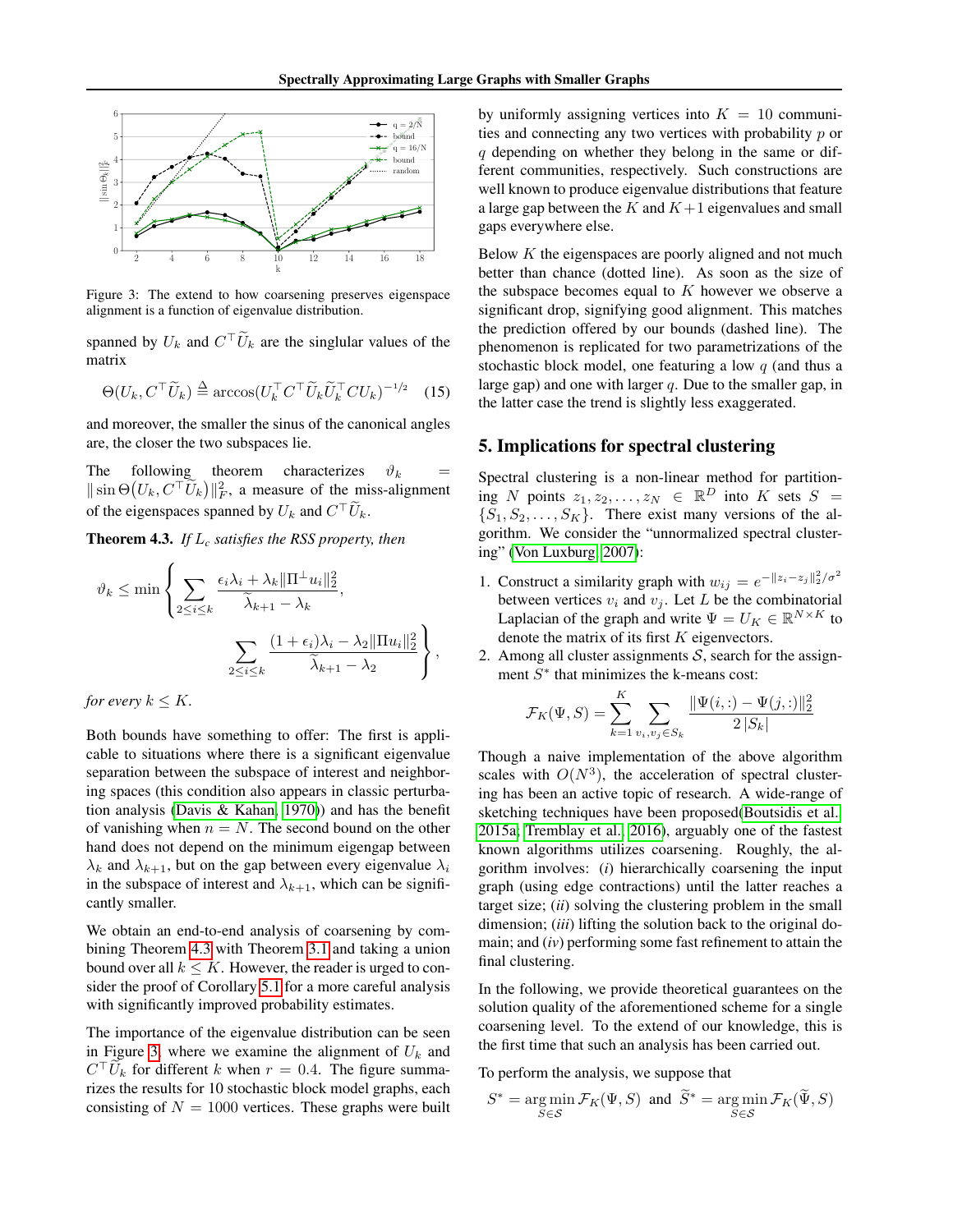Figure 3: The extend to how coarsening preserves eigenspace alignment is a function of eigenvalue distribution.

spanned by $U_k$ and $C^\top \widetilde{U}_k$ are the singlular values of the matrix

$$\Theta(U_k, C^\top \widetilde{U}_k) \triangleq \arccos(U_k^\top C^\top \widetilde{U}_k \widetilde{U}_k^\top C U_k)^{-1/2} \quad (15)$$

and moreover, the smaller the sinus of the canonical angles are, the closer the two subspaces lie.

The following theorem characterizes $\vartheta_k = \|\sin\Theta(U_k, C^\top \widetilde{U}_k)\|_F^2$, a measure of the miss-alignment of the eigenspaces spanned by $U_k$ and $C^\top \widetilde{U}_k$.

**Theorem 4.3.** *If $L_c$ satisfies the RSS property, then*

$$\vartheta_k \leq \min\left\{ \sum_{2\leq i \leq k} \frac{\epsilon_i \lambda_i + \lambda_k \|\Pi^\perp u_i\|_2^2}{\widetilde{\lambda}_{k+1} - \lambda_k}, \sum_{2\leq i \leq k} \frac{(1+\epsilon_i)\lambda_i - \lambda_2 \|\Pi u_i\|_2^2}{\widetilde{\lambda}_{k+1} - \lambda_2} \right\},$$

*for every $k \leq K$.*

Both bounds have something to offer: The first is applicable to situations where there is a significant eigenvalue separation between the subspace of interest and neighboring spaces (this condition also appears in classic perturbation analysis (Davis & Kahan, 1970)) and has the benefit of vanishing when $n = N$. The second bound on the other hand does not depend on the minimum eigengap between $\lambda_k$ and $\lambda_{k+1}$, but on the gap between every eigenvalue $\lambda_i$ in the subspace of interest and $\lambda_{k+1}$, which can be significantly smaller.

We obtain an end-to-end analysis of coarsening by combining Theorem 4.3 with Theorem 3.1 and taking a union bound over all $k \leq K$. However, the reader is urged to consider the proof of Corollary 5.1 for a more careful analysis with significantly improved probability estimates.

The importance of the eigenvalue distribution can be seen in Figure 3, where we examine the alignment of $U_k$ and $C^\top \widetilde{U}_k$ for different $k$ when $r = 0.4$. The figure summarizes the results for 10 stochastic block model graphs, each consisting of $N = 1000$ vertices. These graphs were built by uniformly assigning vertices into $K = 10$ communities and connecting any two vertices with probability $p$ or $q$ depending on whether they belong in the same or different communities, respectively. Such constructions are well known to produce eigenvalue distributions that feature a large gap between the $K$ and $K+1$ eigenvalues and small gaps everywhere else.

Below $K$ the eigenspaces are poorly aligned and not much better than chance (dotted line). As soon as the size of the subspace becomes equal to $K$ however we observe a significant drop, signifying good alignment. This matches the prediction offered by our bounds (dashed line). The phenomenon is replicated for two parametrizations of the stochastic block model, one featuring a low $q$ (and thus a large gap) and one with larger $q$. Due to the smaller gap, in the latter case the trend is slightly less exaggerated.

## 5. Implications for spectral clustering

Spectral clustering is a non-linear method for partitioning $N$ points $z_1, z_2, \ldots, z_N \in \mathbb{R}^D$ into $K$ sets $S = \{S_1, S_2, \ldots, S_K\}$. There exist many versions of the algorithm. We consider the "unnormalized spectral clustering" (Von Luxburg, 2007):

1. Construct a similarity graph with $w_{ij} = e^{-\|z_i - z_j\|_2^2/\sigma^2}$ between vertices $v_i$ and $v_j$. Let $L$ be the combinatorial Laplacian of the graph and write $\Psi = U_K \in \mathbb{R}^{N\times K}$ to denote the matrix of its first $K$ eigenvectors.
2. Among all cluster assignments $\mathcal{S}$, search for the assignment $S^*$ that minimizes the k-means cost:

$$\mathcal{F}_K(\Psi, S) = \sum_{k=1}^{K} \sum_{v_i, v_j \in S_k} \frac{\|\Psi(i,:) - \Psi(j,:)\|_2^2}{2\,|S_k|}$$

Though a naive implementation of the above algorithm scales with $O(N^3)$, the acceleration of spectral clustering has been an active topic of research. A wide-range of sketching techniques have been proposed(Boutsidis et al., 2015a; Tremblay et al., 2016), arguably one of the fastest known algorithms utilizes coarsening. Roughly, the algorithm involves: (*i*) hierarchically coarsening the input graph (using edge contractions) until the latter reaches a target size; (*ii*) solving the clustering problem in the small dimension; (*iii*) lifting the solution back to the original domain; and (*iv*) performing some fast refinement to attain the final clustering.

In the following, we provide theoretical guarantees on the solution quality of the aforementioned scheme for a single coarsening level. To the extend of our knowledge, this is the first time that such an analysis has been carried out.

To perform the analysis, we suppose that

$$S^* = \arg\min_{S\in\mathcal{S}} \mathcal{F}_K(\Psi, S) \text{ and } \widetilde{S}^* = \arg\min_{S\in\mathcal{S}} \mathcal{F}_K(\widetilde{\Psi}, S)$$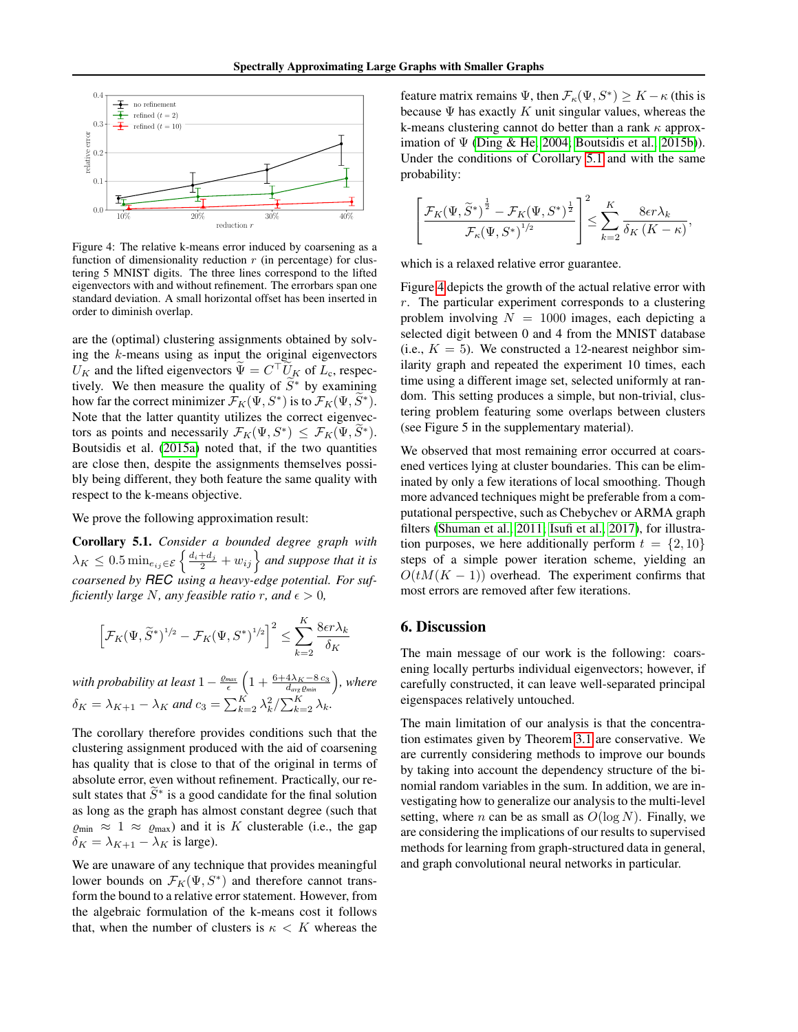Figure 4: The relative k-means error induced by coarsening as a function of dimensionality reduction $r$ (in percentage) for clustering 5 MNIST digits. The three lines correspond to the lifted eigenvectors with and without refinement. The errorbars span one standard deviation. A small horizontal offset has been inserted in order to diminish overlap.

are the (optimal) clustering assignments obtained by solving the $k$-means using as input the original eigenvectors $U_K$ and the lifted eigenvectors $\widetilde{\Psi} = C^\top \widetilde{U}_K$ of $L_c$, respectively. We then measure the quality of $\widetilde{S}^*$ by examining how far the correct minimizer $\mathcal{F}_K(\Psi, S^*)$ is to $\mathcal{F}_K(\Psi, \widetilde{S}^*)$. Note that the latter quantity utilizes the correct eigenvectors as points and necessarily $\mathcal{F}_K(\Psi, S^*) \leq \mathcal{F}_K(\Psi, \widetilde{S}^*)$. Boutsidis et al. (2015a) noted that, if the two quantities are close then, despite the assignments themselves possibly being different, they both feature the same quality with respect to the k-means objective.

We prove the following approximation result:

**Corollary 5.1.** *Consider a bounded degree graph with* $\lambda_K \leq 0.5 \min_{e_{ij} \in \mathcal{E}} \left\{ \frac{d_i + d_j}{2} + w_{ij} \right\}$ *and suppose that it is coarsened by* **REC** *using a heavy-edge potential. For sufficiently large* $N$*, any feasible ratio* $r$*, and* $\epsilon > 0$*,*

$$\left[ \mathcal{F}_K(\Psi, \widetilde{S}^*)^{1/2} - \mathcal{F}_K(\Psi, S^*)^{1/2} \right]^2 \leq \sum_{k=2}^{K} \frac{8 \epsilon r \lambda_k}{\delta_K}$$

*with probability at least* $1 - \frac{\varrho_{max}}{\epsilon} \left(1 + \frac{6 + 4\lambda_K - 8\, c_3}{d_{avg}\, \varrho_{min}}\right)$*, where* $\delta_K = \lambda_{K+1} - \lambda_K$ *and* $c_3 = \sum_{k=2}^{K} \lambda_k^2 / \sum_{k=2}^{K} \lambda_k$*.*

The corollary therefore provides conditions such that the clustering assignment produced with the aid of coarsening has quality that is close to that of the original in terms of absolute error, even without refinement. Practically, our result states that $\widetilde{S}^*$ is a good candidate for the final solution as long as the graph has almost constant degree (such that $\varrho_{\min} \approx 1 \approx \varrho_{\max}$) and it is $K$ clusterable (i.e., the gap $\delta_K = \lambda_{K+1} - \lambda_K$ is large).

We are unaware of any technique that provides meaningful lower bounds on $\mathcal{F}_K(\Psi, S^*)$ and therefore cannot transform the bound to a relative error statement. However, from the algebraic formulation of the k-means cost it follows that, when the number of clusters is $\kappa < K$ whereas the feature matrix remains $\Psi$, then $\mathcal{F}_\kappa(\Psi, S^*) \geq K - \kappa$ (this is because $\Psi$ has exactly $K$ unit singular values, whereas the k-means clustering cannot do better than a rank $\kappa$ approximation of $\Psi$ (Ding & He, 2004; Boutsidis et al., 2015b)). Under the conditions of Corollary 5.1 and with the same probability:

$$\left[ \frac{\mathcal{F}_K(\Psi, \widetilde{S}^*)^{\frac{1}{2}} - \mathcal{F}_K(\Psi, S^*)^{\frac{1}{2}}}{\mathcal{F}_\kappa(\Psi, S^*)^{1/2}} \right]^2 \leq \sum_{k=2}^{K} \frac{8 \epsilon r \lambda_k}{\delta_K\, (K - \kappa)},$$

which is a relaxed relative error guarantee.

Figure 4 depicts the growth of the actual relative error with $r$. The particular experiment corresponds to a clustering problem involving $N = 1000$ images, each depicting a selected digit between 0 and 4 from the MNIST database (i.e., $K = 5$). We constructed a 12-nearest neighbor similarity graph and repeated the experiment 10 times, each time using a different image set, selected uniformly at random. This setting produces a simple, but non-trivial, clustering problem featuring some overlaps between clusters (see Figure 5 in the supplementary material).

We observed that most remaining error occurred at coarsened vertices lying at cluster boundaries. This can be eliminated by only a few iterations of local smoothing. Though more advanced techniques might be preferable from a computational perspective, such as Chebychev or ARMA graph filters (Shuman et al., 2011; Isufi et al., 2017), for illustration purposes, we here additionally perform $t = \{2, 10\}$ steps of a simple power iteration scheme, yielding an $O(tM(K-1))$ overhead. The experiment confirms that most errors are removed after few iterations.

## 6. Discussion

The main message of our work is the following: coarsening locally perturbs individual eigenvectors; however, if carefully constructed, it can leave well-separated principal eigenspaces relatively untouched.

The main limitation of our analysis is that the concentration estimates given by Theorem 3.1 are conservative. We are currently considering methods to improve our bounds by taking into account the dependency structure of the binomial random variables in the sum. In addition, we are investigating how to generalize our analysis to the multi-level setting, where $n$ can be as small as $O(\log N)$. Finally, we are considering the implications of our results to supervised methods for learning from graph-structured data in general, and graph convolutional neural networks in particular.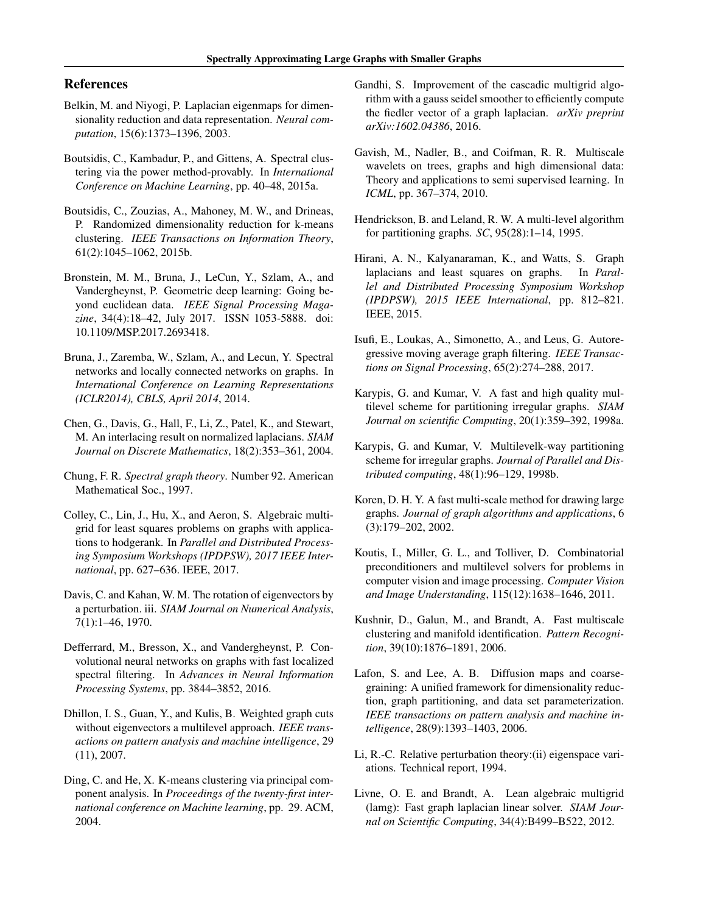## References

Belkin, M. and Niyogi, P. Laplacian eigenmaps for dimensionality reduction and data representation. *Neural computation*, 15(6):1373–1396, 2003.

Boutsidis, C., Kambadur, P., and Gittens, A. Spectral clustering via the power method-provably. In *International Conference on Machine Learning*, pp. 40–48, 2015a.

Boutsidis, C., Zouzias, A., Mahoney, M. W., and Drineas, P. Randomized dimensionality reduction for k-means clustering. *IEEE Transactions on Information Theory*, 61(2):1045–1062, 2015b.

Bronstein, M. M., Bruna, J., LeCun, Y., Szlam, A., and Vandergheynst, P. Geometric deep learning: Going beyond euclidean data. *IEEE Signal Processing Magazine*, 34(4):18–42, July 2017. ISSN 1053-5888. doi: 10.1109/MSP.2017.2693418.

Bruna, J., Zaremba, W., Szlam, A., and Lecun, Y. Spectral networks and locally connected networks on graphs. In *International Conference on Learning Representations (ICLR2014), CBLS, April 2014*, 2014.

Chen, G., Davis, G., Hall, F., Li, Z., Patel, K., and Stewart, M. An interlacing result on normalized laplacians. *SIAM Journal on Discrete Mathematics*, 18(2):353–361, 2004.

Chung, F. R. *Spectral graph theory*. Number 92. American Mathematical Soc., 1997.

Colley, C., Lin, J., Hu, X., and Aeron, S. Algebraic multigrid for least squares problems on graphs with applications to hodgerank. In *Parallel and Distributed Processing Symposium Workshops (IPDPSW), 2017 IEEE International*, pp. 627–636. IEEE, 2017.

Davis, C. and Kahan, W. M. The rotation of eigenvectors by a perturbation. iii. *SIAM Journal on Numerical Analysis*, 7(1):1–46, 1970.

Defferrard, M., Bresson, X., and Vandergheynst, P. Convolutional neural networks on graphs with fast localized spectral filtering. In *Advances in Neural Information Processing Systems*, pp. 3844–3852, 2016.

Dhillon, I. S., Guan, Y., and Kulis, B. Weighted graph cuts without eigenvectors a multilevel approach. *IEEE transactions on pattern analysis and machine intelligence*, 29 (11), 2007.

Ding, C. and He, X. K-means clustering via principal component analysis. In *Proceedings of the twenty-first international conference on Machine learning*, pp. 29. ACM, 2004.

Gandhi, S. Improvement of the cascadic multigrid algorithm with a gauss seidel smoother to efficiently compute the fiedler vector of a graph laplacian. *arXiv preprint arXiv:1602.04386*, 2016.

Gavish, M., Nadler, B., and Coifman, R. R. Multiscale wavelets on trees, graphs and high dimensional data: Theory and applications to semi supervised learning. In *ICML*, pp. 367–374, 2010.

Hendrickson, B. and Leland, R. W. A multi-level algorithm for partitioning graphs. *SC*, 95(28):1–14, 1995.

Hirani, A. N., Kalyanaraman, K., and Watts, S. Graph laplacians and least squares on graphs. In *Parallel and Distributed Processing Symposium Workshop (IPDPSW), 2015 IEEE International*, pp. 812–821. IEEE, 2015.

Isufi, E., Loukas, A., Simonetto, A., and Leus, G. Autoregressive moving average graph filtering. *IEEE Transactions on Signal Processing*, 65(2):274–288, 2017.

Karypis, G. and Kumar, V. A fast and high quality multilevel scheme for partitioning irregular graphs. *SIAM Journal on scientific Computing*, 20(1):359–392, 1998a.

Karypis, G. and Kumar, V. Multilevelk-way partitioning scheme for irregular graphs. *Journal of Parallel and Distributed computing*, 48(1):96–129, 1998b.

Koren, D. H. Y. A fast multi-scale method for drawing large graphs. *Journal of graph algorithms and applications*, 6 (3):179–202, 2002.

Koutis, I., Miller, G. L., and Tolliver, D. Combinatorial preconditioners and multilevel solvers for problems in computer vision and image processing. *Computer Vision and Image Understanding*, 115(12):1638–1646, 2011.

Kushnir, D., Galun, M., and Brandt, A. Fast multiscale clustering and manifold identification. *Pattern Recognition*, 39(10):1876–1891, 2006.

Lafon, S. and Lee, A. B. Diffusion maps and coarse-graining: A unified framework for dimensionality reduction, graph partitioning, and data set parameterization. *IEEE transactions on pattern analysis and machine intelligence*, 28(9):1393–1403, 2006.

Li, R.-C. Relative perturbation theory:(ii) eigenspace variations. Technical report, 1994.

Livne, O. E. and Brandt, A. Lean algebraic multigrid (lamg): Fast graph laplacian linear solver. *SIAM Journal on Scientific Computing*, 34(4):B499–B522, 2012.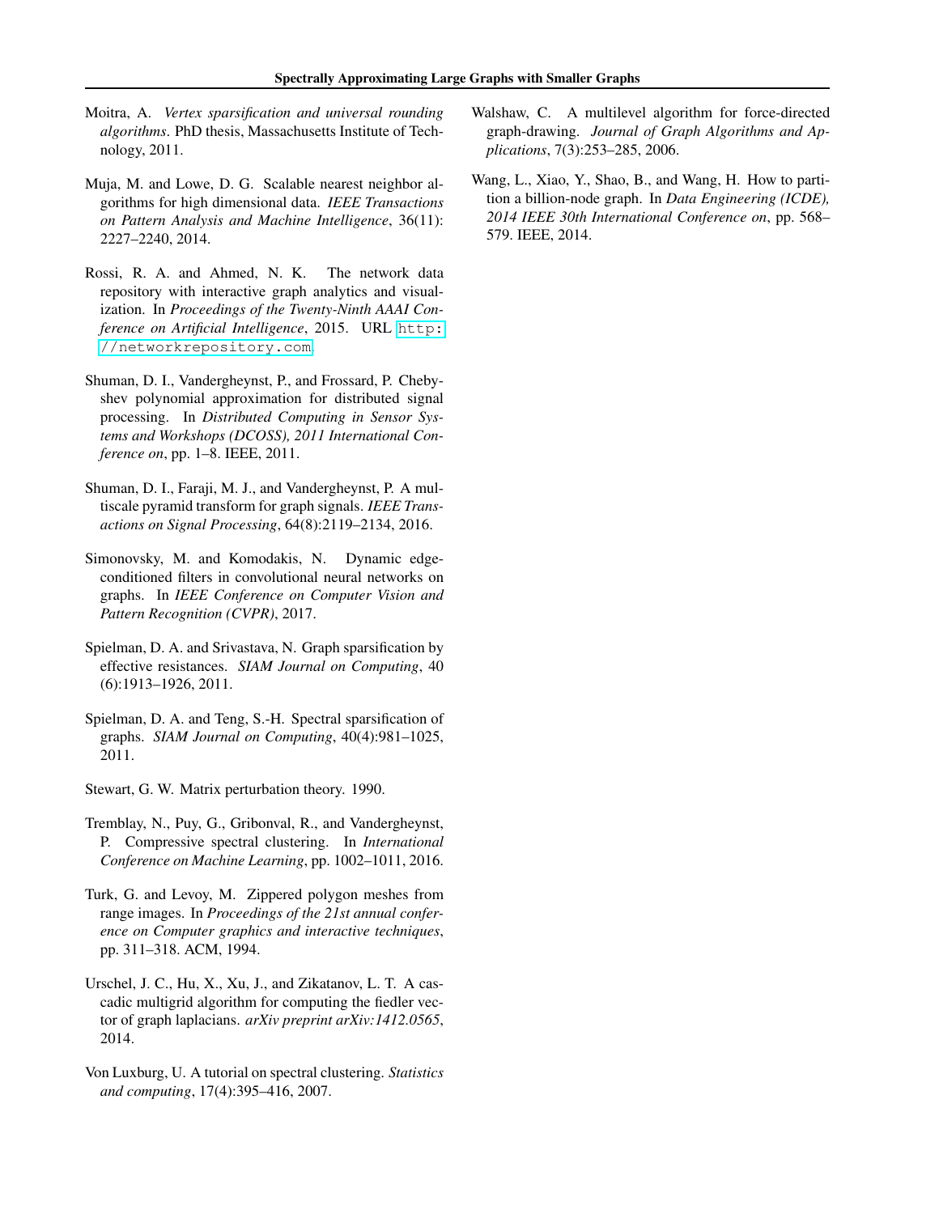Moitra, A. *Vertex sparsification and universal rounding algorithms*. PhD thesis, Massachusetts Institute of Technology, 2011.

Muja, M. and Lowe, D. G. Scalable nearest neighbor algorithms for high dimensional data. *IEEE Transactions on Pattern Analysis and Machine Intelligence*, 36(11): 2227–2240, 2014.

Rossi, R. A. and Ahmed, N. K. The network data repository with interactive graph analytics and visualization. In *Proceedings of the Twenty-Ninth AAAI Conference on Artificial Intelligence*, 2015. URL http://networkrepository.com.

Shuman, D. I., Vandergheynst, P., and Frossard, P. Chebyshev polynomial approximation for distributed signal processing. In *Distributed Computing in Sensor Systems and Workshops (DCOSS), 2011 International Conference on*, pp. 1–8. IEEE, 2011.

Shuman, D. I., Faraji, M. J., and Vandergheynst, P. A multiscale pyramid transform for graph signals. *IEEE Transactions on Signal Processing*, 64(8):2119–2134, 2016.

Simonovsky, M. and Komodakis, N. Dynamic edge-conditioned filters in convolutional neural networks on graphs. In *IEEE Conference on Computer Vision and Pattern Recognition (CVPR)*, 2017.

Spielman, D. A. and Srivastava, N. Graph sparsification by effective resistances. *SIAM Journal on Computing*, 40 (6):1913–1926, 2011.

Spielman, D. A. and Teng, S.-H. Spectral sparsification of graphs. *SIAM Journal on Computing*, 40(4):981–1025, 2011.

Stewart, G. W. Matrix perturbation theory. 1990.

Tremblay, N., Puy, G., Gribonval, R., and Vandergheynst, P. Compressive spectral clustering. In *International Conference on Machine Learning*, pp. 1002–1011, 2016.

Turk, G. and Levoy, M. Zippered polygon meshes from range images. In *Proceedings of the 21st annual conference on Computer graphics and interactive techniques*, pp. 311–318. ACM, 1994.

Urschel, J. C., Hu, X., Xu, J., and Zikatanov, L. T. A cascadic multigrid algorithm for computing the fiedler vector of graph laplacians. *arXiv preprint arXiv:1412.0565*, 2014.

Von Luxburg, U. A tutorial on spectral clustering. *Statistics and computing*, 17(4):395–416, 2007.

Walshaw, C. A multilevel algorithm for force-directed graph-drawing. *Journal of Graph Algorithms and Applications*, 7(3):253–285, 2006.

Wang, L., Xiao, Y., Shao, B., and Wang, H. How to partition a billion-node graph. In *Data Engineering (ICDE), 2014 IEEE 30th International Conference on*, pp. 568–579. IEEE, 2014.